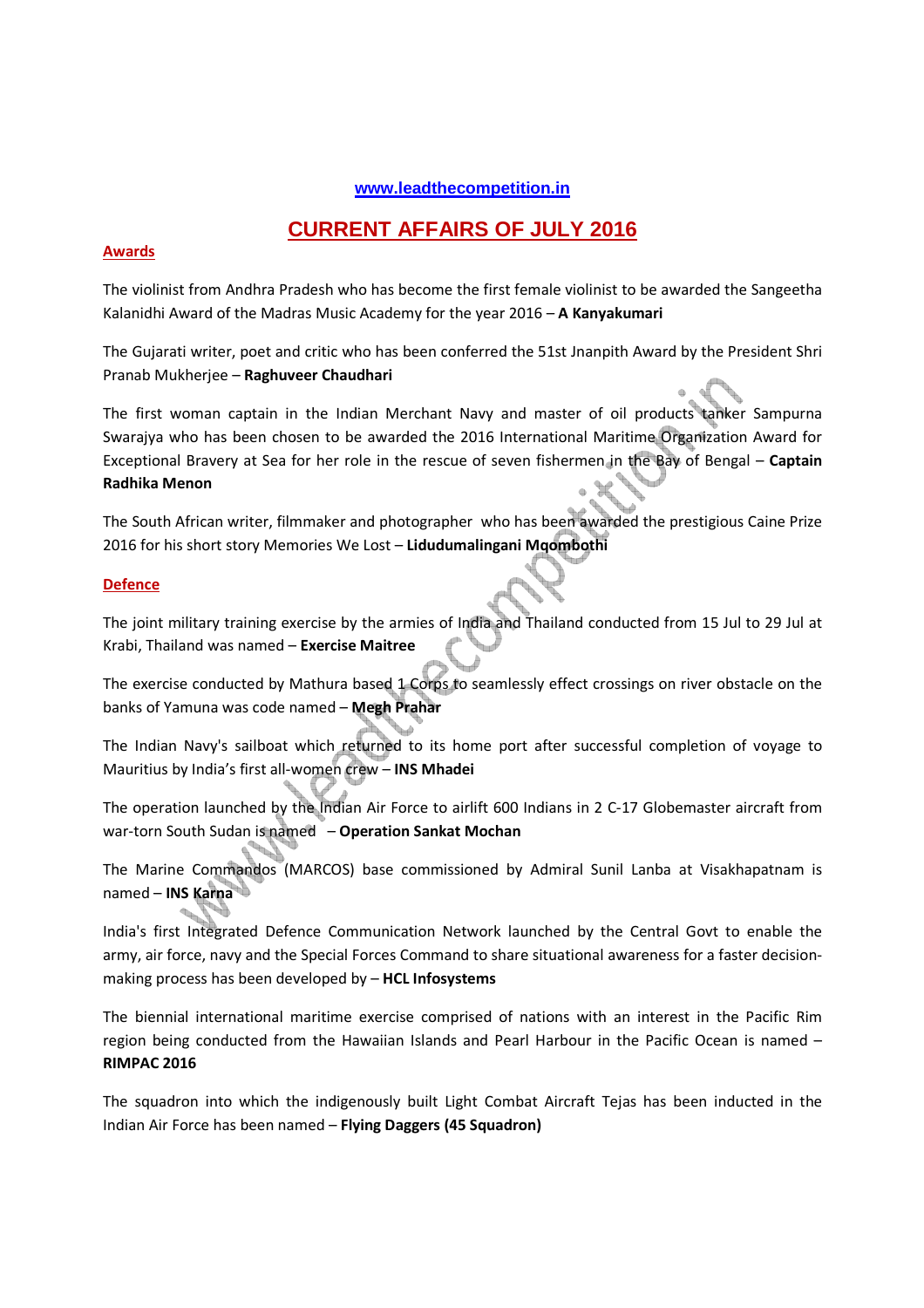www.leadthecompetition.in

# CURRENT AFFAIRS OF JULY 2016

## Awards

The violinist from Andhra Pradesh who has become the first female violinist to be awarded the Sangeetha Kalanidhi Award of the Madras Music Academy for the year 2016 – **A Kanyakumari**

The Gujarati writer, poet and critic who has been conferred the 51st Jnanpith Award by the President Shri Pranab Mukherjee – **Raghuveer Chaudhari**

The first woman captain in the Indian Merchant Navy and master of oil products tanker Sampurna Swarajya who has been chosen to be awarded the 2016 International Maritime Organization Award for Exceptional Bravery at Sea for her role in the rescue of seven fishermen in the Bay of Bengal – **Captain Radhika Menon**

The South African writer, filmmaker and photographer who has been awarded the prestigious Caine Prize 2016 for his short story Memories We Lost – **Lidudumalingani Mqombothi**

## Defence

The joint military training exercise by the armies of India and Thailand conducted from 15 Jul to 29 Jul at Krabi, Thailand was named – **Exercise Maitree**

The exercise conducted by Mathura based 1 Corps to seamlessly effect crossings on river obstacle on the banks of Yamuna was code named – **Megh Prahar**

The Indian Navy's sailboat which returned to its home port after successful completion of voyage to Mauritius by India's first all-women crew – **INS Mhadei**

The operation launched by the Indian Air Force to airlift 600 Indians in 2 C-17 Globemaster aircraft from war-torn South Sudan is named – **Operation Sankat Mochan**

The Marine Commandos (MARCOS) base commissioned by Admiral Sunil Lanba at Visakhapatnam is named – **INS Karna**

India's first Integrated Defence Communication Network launched by the Central Govt to enable the army, air force, navy and the Special Forces Command to share situational awareness for a faster decision-making process has been developed by – **HCL Infosystems**

The biennial international maritime exercise comprised of nations with an interest in the Pacific Rim region being conducted from the Hawaiian Islands and Pearl Harbour in the Pacific Ocean is named – **RIMPAC 2016**

The squadron into which the indigenously built Light Combat Aircraft Tejas has been inducted in the Indian Air Force has been named – **Flying Daggers (45 Squadron)**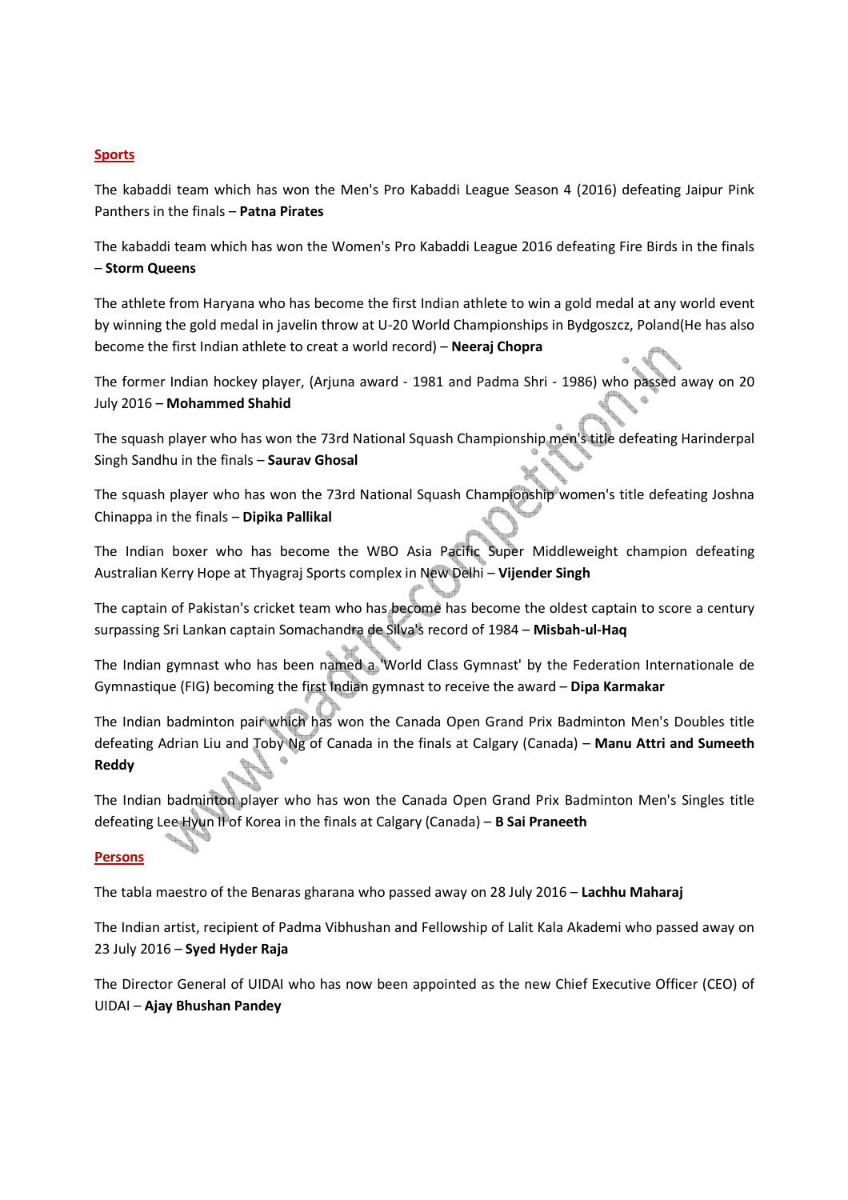## Sports

The kabaddi team which has won the Men's Pro Kabaddi League Season 4 (2016) defeating Jaipur Pink Panthers in the finals – **Patna Pirates**

The kabaddi team which has won the Women's Pro Kabaddi League 2016 defeating Fire Birds in the finals – **Storm Queens**

The athlete from Haryana who has become the first Indian athlete to win a gold medal at any world event by winning the gold medal in javelin throw at U-20 World Championships in Bydgoszcz, Poland(He has also become the first Indian athlete to creat a world record) – **Neeraj Chopra**

The former Indian hockey player, (Arjuna award - 1981 and Padma Shri - 1986) who passed away on 20 July 2016 – **Mohammed Shahid**

The squash player who has won the 73rd National Squash Championship men's title defeating Harinderpal Singh Sandhu in the finals – **Saurav Ghosal**

The squash player who has won the 73rd National Squash Championship women's title defeating Joshna Chinappa in the finals – **Dipika Pallikal**

The Indian boxer who has become the WBO Asia Pacific Super Middleweight champion defeating Australian Kerry Hope at Thyagraj Sports complex in New Delhi – **Vijender Singh**

The captain of Pakistan's cricket team who has become the oldest captain to score a century surpassing Sri Lankan captain Somachandra de Silva's record of 1984 – **Misbah-ul-Haq**

The Indian gymnast who has been named a 'World Class Gymnast' by the Federation Internationale de Gymnastique (FIG) becoming the first Indian gymnast to receive the award – **Dipa Karmakar**

The Indian badminton pair which has won the Canada Open Grand Prix Badminton Men's Doubles title defeating Adrian Liu and Toby Ng of Canada in the finals at Calgary (Canada) – **Manu Attri and Sumeeth Reddy**

The Indian badminton player who has won the Canada Open Grand Prix Badminton Men's Singles title defeating Lee Hyun Il of Korea in the finals at Calgary (Canada) – **B Sai Praneeth**

## Persons

The tabla maestro of the Benaras gharana who passed away on 28 July 2016 – **Lachhu Maharaj**

The Indian artist, recipient of Padma Vibhushan and Fellowship of Lalit Kala Akademi who passed away on 23 July 2016 – **Syed Hyder Raja**

The Director General of UIDAI who has now been appointed as the new Chief Executive Officer (CEO) of UIDAI – **Ajay Bhushan Pandey**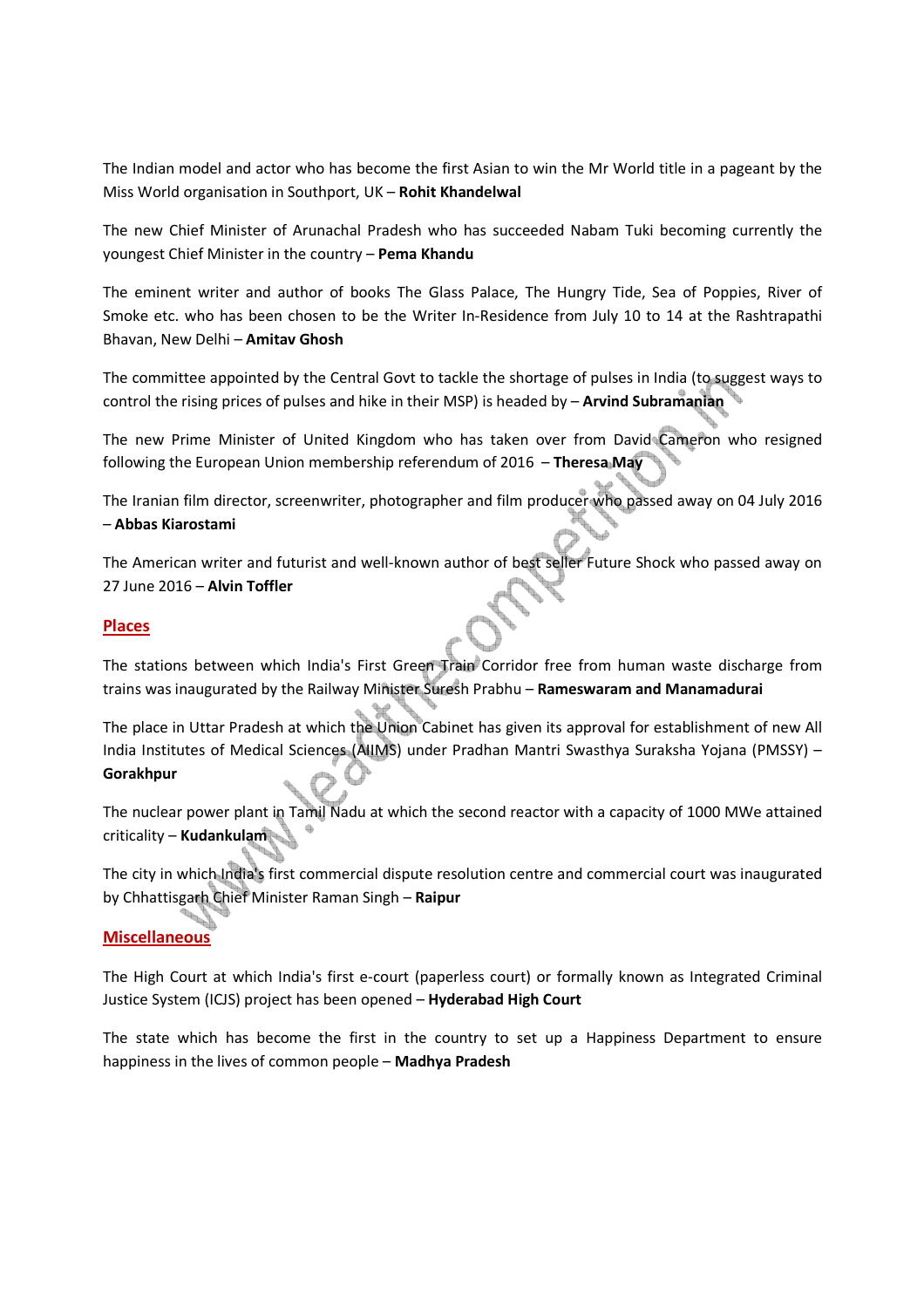The Indian model and actor who has become the first Asian to win the Mr World title in a pageant by the Miss World organisation in Southport, UK – **Rohit Khandelwal**

The new Chief Minister of Arunachal Pradesh who has succeeded Nabam Tuki becoming currently the youngest Chief Minister in the country – **Pema Khandu**

The eminent writer and author of books The Glass Palace, The Hungry Tide, Sea of Poppies, River of Smoke etc. who has been chosen to be the Writer In-Residence from July 10 to 14 at the Rashtrapathi Bhavan, New Delhi – **Amitav Ghosh**

The committee appointed by the Central Govt to tackle the shortage of pulses in India (to suggest ways to control the rising prices of pulses and hike in their MSP) is headed by – **Arvind Subramanian**

The new Prime Minister of United Kingdom who has taken over from David Cameron who resigned following the European Union membership referendum of 2016 – **Theresa May**

The Iranian film director, screenwriter, photographer and film producer who passed away on 04 July 2016 – **Abbas Kiarostami**

The American writer and futurist and well-known author of best seller Future Shock who passed away on 27 June 2016 – **Alvin Toffler**

## Places

The stations between which India's First Green Train Corridor free from human waste discharge from trains was inaugurated by the Railway Minister Suresh Prabhu – **Rameswaram and Manamadurai**

The place in Uttar Pradesh at which the Union Cabinet has given its approval for establishment of new All India Institutes of Medical Sciences (AIIMS) under Pradhan Mantri Swasthya Suraksha Yojana (PMSSY) – **Gorakhpur**

The nuclear power plant in Tamil Nadu at which the second reactor with a capacity of 1000 MWe attained criticality – **Kudankulam**

The city in which India's first commercial dispute resolution centre and commercial court was inaugurated by Chhattisgarh Chief Minister Raman Singh – **Raipur**

## Miscellaneous

The High Court at which India's first e-court (paperless court) or formally known as Integrated Criminal Justice System (ICJS) project has been opened – **Hyderabad High Court**

The state which has become the first in the country to set up a Happiness Department to ensure happiness in the lives of common people – **Madhya Pradesh**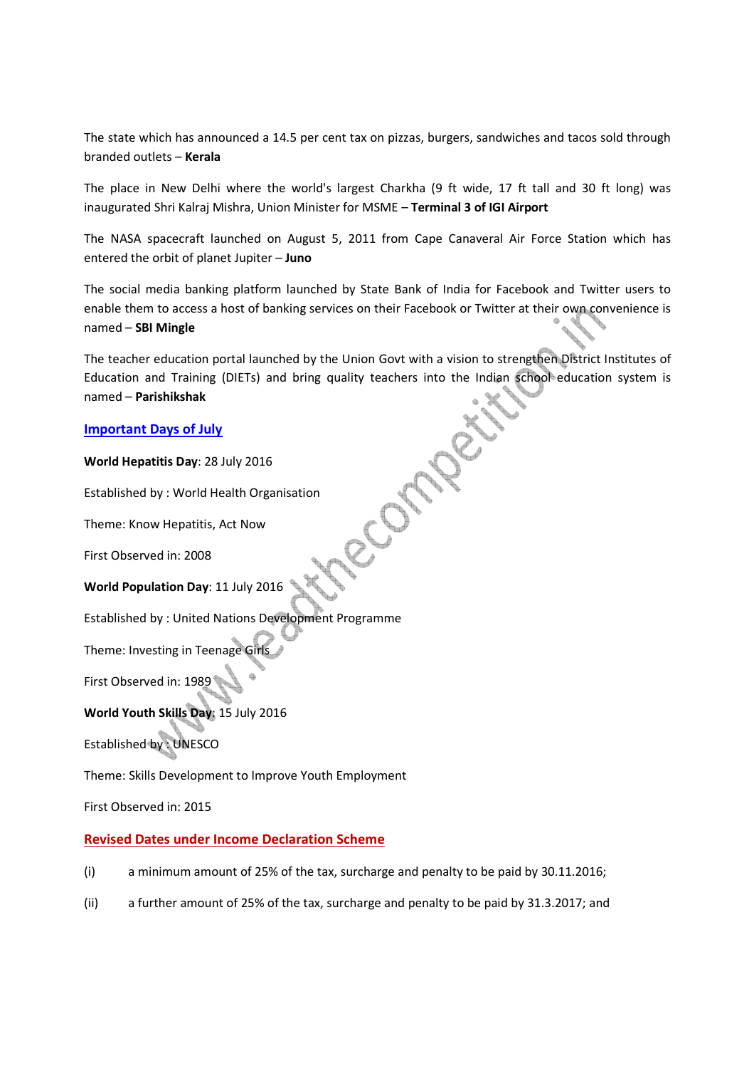The state which has announced a 14.5 per cent tax on pizzas, burgers, sandwiches and tacos sold through branded outlets – **Kerala**

The place in New Delhi where the world's largest Charkha (9 ft wide, 17 ft tall and 30 ft long) was inaugurated Shri Kalraj Mishra, Union Minister for MSME – **Terminal 3 of IGI Airport**

The NASA spacecraft launched on August 5, 2011 from Cape Canaveral Air Force Station which has entered the orbit of planet Jupiter – **Juno**

The social media banking platform launched by State Bank of India for Facebook and Twitter users to enable them to access a host of banking services on their Facebook or Twitter at their own convenience is named – **SBI Mingle**

The teacher education portal launched by the Union Govt with a vision to strengthen District Institutes of Education and Training (DIETs) and bring quality teachers into the Indian school education system is named – **Parishikshak**

## Important Days of July

**World Hepatitis Day**: 28 July 2016

Established by : World Health Organisation

Theme: Know Hepatitis, Act Now

First Observed in: 2008

**World Population Day**: 11 July 2016

Established by : United Nations Development Programme

Theme: Investing in Teenage Girls

First Observed in: 1989

**World Youth Skills Day**: 15 July 2016

Established by : UNESCO

Theme: Skills Development to Improve Youth Employment

First Observed in: 2015

## Revised Dates under Income Declaration Scheme

(i) a minimum amount of 25% of the tax, surcharge and penalty to be paid by 30.11.2016;

(ii) a further amount of 25% of the tax, surcharge and penalty to be paid by 31.3.2017; and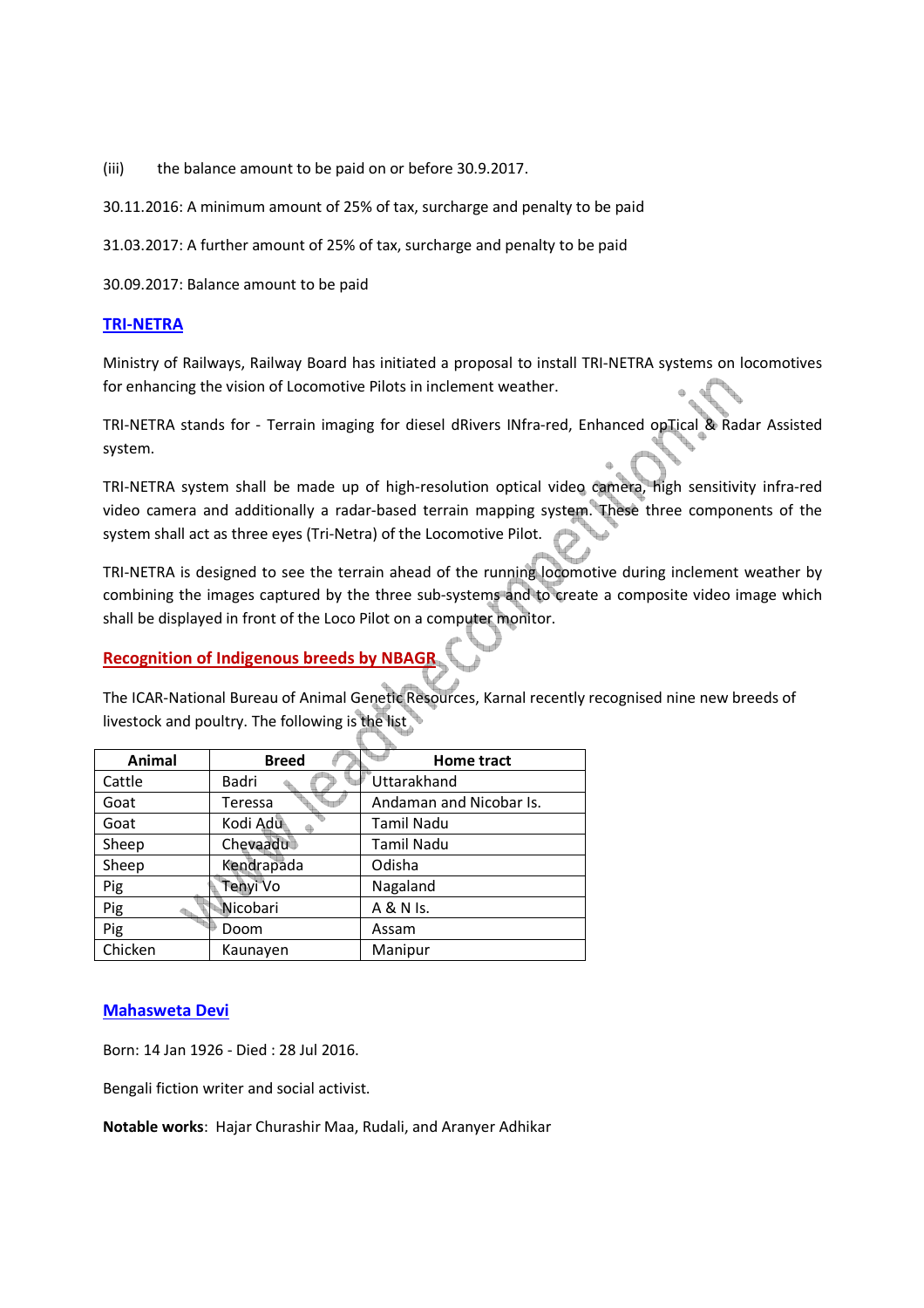(iii) the balance amount to be paid on or before 30.9.2017.

30.11.2016: A minimum amount of 25% of tax, surcharge and penalty to be paid

31.03.2017: A further amount of 25% of tax, surcharge and penalty to be paid

30.09.2017: Balance amount to be paid

## TRI-NETRA

Ministry of Railways, Railway Board has initiated a proposal to install TRI-NETRA systems on locomotives for enhancing the vision of Locomotive Pilots in inclement weather.

TRI-NETRA stands for - Terrain imaging for diesel dRivers INfra-red, Enhanced opTical & Radar Assisted system.

TRI-NETRA system shall be made up of high-resolution optical video camera, high sensitivity infra-red video camera and additionally a radar-based terrain mapping system. These three components of the system shall act as three eyes (Tri-Netra) of the Locomotive Pilot.

TRI-NETRA is designed to see the terrain ahead of the running locomotive during inclement weather by combining the images captured by the three sub-systems and to create a composite video image which shall be displayed in front of the Loco Pilot on a computer monitor.

## Recognition of Indigenous breeds by NBAGR

The ICAR-National Bureau of Animal Genetic Resources, Karnal recently recognised nine new breeds of livestock and poultry. The following is the list

| Animal | Breed | Home tract |
|---|---|---|
| Cattle | Badri | Uttarakhand |
| Goat | Teressa | Andaman and Nicobar Is. |
| Goat | Kodi Adu | Tamil Nadu |
| Sheep | Chevaadu | Tamil Nadu |
| Sheep | Kendrapada | Odisha |
| Pig | Tenyi Vo | Nagaland |
| Pig | Nicobari | A & N Is. |
| Pig | Doom | Assam |
| Chicken | Kaunayen | Manipur |

## Mahasweta Devi

Born: 14 Jan 1926 - Died : 28 Jul 2016.

Bengali fiction writer and social activist.

**Notable works**: Hajar Churashir Maa, Rudali, and Aranyer Adhikar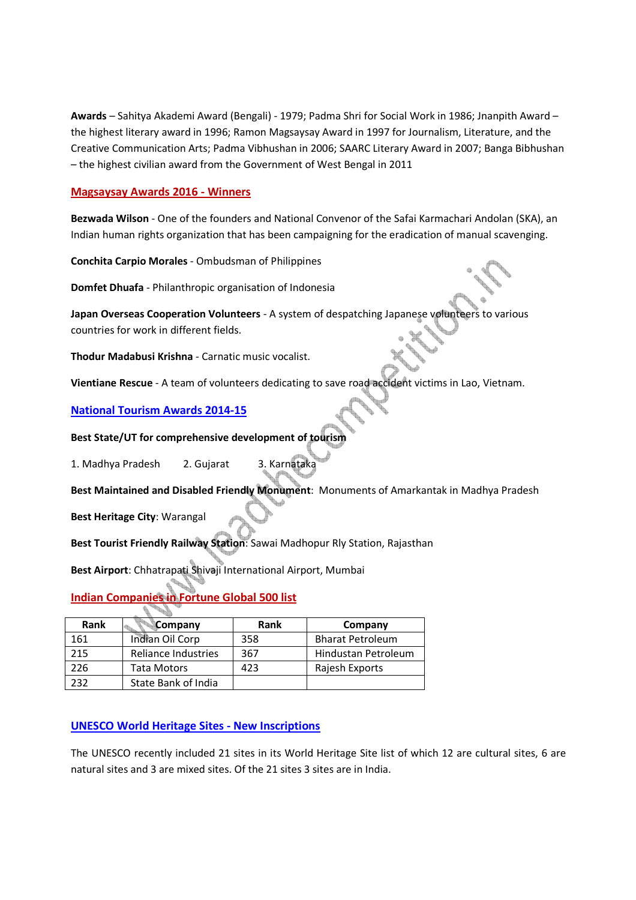**Awards** – Sahitya Akademi Award (Bengali) - 1979; Padma Shri for Social Work in 1986; Jnanpith Award – the highest literary award in 1996; Ramon Magsaysay Award in 1997 for Journalism, Literature, and the Creative Communication Arts; Padma Vibhushan in 2006; SAARC Literary Award in 2007; Banga Bibhushan – the highest civilian award from the Government of West Bengal in 2011

## Magsaysay Awards 2016 - Winners

**Bezwada Wilson** - One of the founders and National Convenor of the Safai Karmachari Andolan (SKA), an Indian human rights organization that has been campaigning for the eradication of manual scavenging.

**Conchita Carpio Morales** - Ombudsman of Philippines

**Domfet Dhuafa** - Philanthropic organisation of Indonesia

**Japan Overseas Cooperation Volunteers** - A system of despatching Japanese volunteers to various countries for work in different fields.

**Thodur Madabusi Krishna** - Carnatic music vocalist.

**Vientiane Rescue** - A team of volunteers dedicating to save road accident victims in Lao, Vietnam.

## National Tourism Awards 2014-15

**Best State/UT for comprehensive development of tourism**

1. Madhya Pradesh 2. Gujarat 3. Karnataka

**Best Maintained and Disabled Friendly Monument**: Monuments of Amarkantak in Madhya Pradesh

**Best Heritage City**: Warangal

**Best Tourist Friendly Railway Station**: Sawai Madhopur Rly Station, Rajasthan

**Best Airport**: Chhatrapati Shivaji International Airport, Mumbai

## Indian Companies in Fortune Global 500 list

| Rank | Company | Rank | Company |
|---|---|---|---|
| 161 | Indian Oil Corp | 358 | Bharat Petroleum |
| 215 | Reliance Industries | 367 | Hindustan Petroleum |
| 226 | Tata Motors | 423 | Rajesh Exports |
| 232 | State Bank of India | | |

## UNESCO World Heritage Sites - New Inscriptions

The UNESCO recently included 21 sites in its World Heritage Site list of which 12 are cultural sites, 6 are natural sites and 3 are mixed sites. Of the 21 sites 3 sites are in India.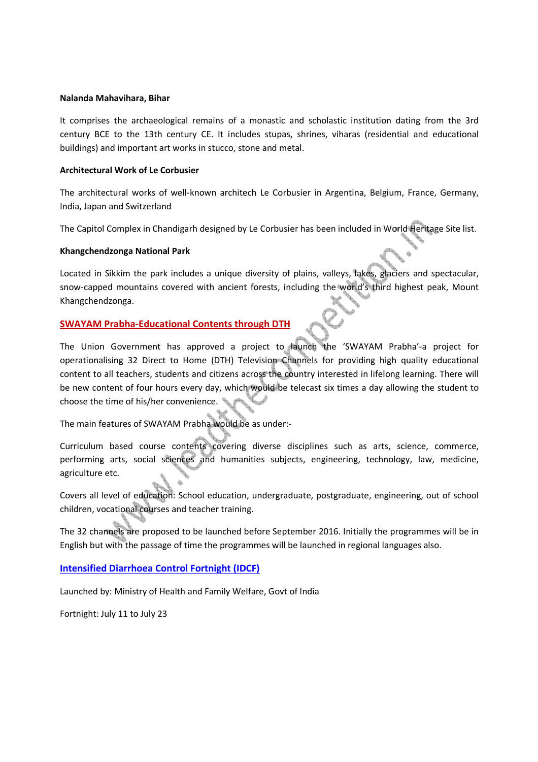**Nalanda Mahavihara, Bihar**

It comprises the archaeological remains of a monastic and scholastic institution dating from the 3rd century BCE to the 13th century CE. It includes stupas, shrines, viharas (residential and educational buildings) and important art works in stucco, stone and metal.

**Architectural Work of Le Corbusier**

The architectural works of well-known architech Le Corbusier in Argentina, Belgium, France, Germany, India, Japan and Switzerland

The Capitol Complex in Chandigarh designed by Le Corbusier has been included in World Heritage Site list.

**Khangchendzonga National Park**

Located in Sikkim the park includes a unique diversity of plains, valleys, lakes, glaciers and spectacular, snow-capped mountains covered with ancient forests, including the world's third highest peak, Mount Khangchendzonga.

## SWAYAM Prabha-Educational Contents through DTH

The Union Government has approved a project to launch the 'SWAYAM Prabha'-a project for operationalising 32 Direct to Home (DTH) Television Channels for providing high quality educational content to all teachers, students and citizens across the country interested in lifelong learning. There will be new content of four hours every day, which would be telecast six times a day allowing the student to choose the time of his/her convenience.

The main features of SWAYAM Prabha would be as under:-

Curriculum based course contents covering diverse disciplines such as arts, science, commerce, performing arts, social sciences and humanities subjects, engineering, technology, law, medicine, agriculture etc.

Covers all level of education: School education, undergraduate, postgraduate, engineering, out of school children, vocational courses and teacher training.

The 32 channels are proposed to be launched before September 2016. Initially the programmes will be in English but with the passage of time the programmes will be launched in regional languages also.

## Intensified Diarrhoea Control Fortnight (IDCF)

Launched by: Ministry of Health and Family Welfare, Govt of India

Fortnight: July 11 to July 23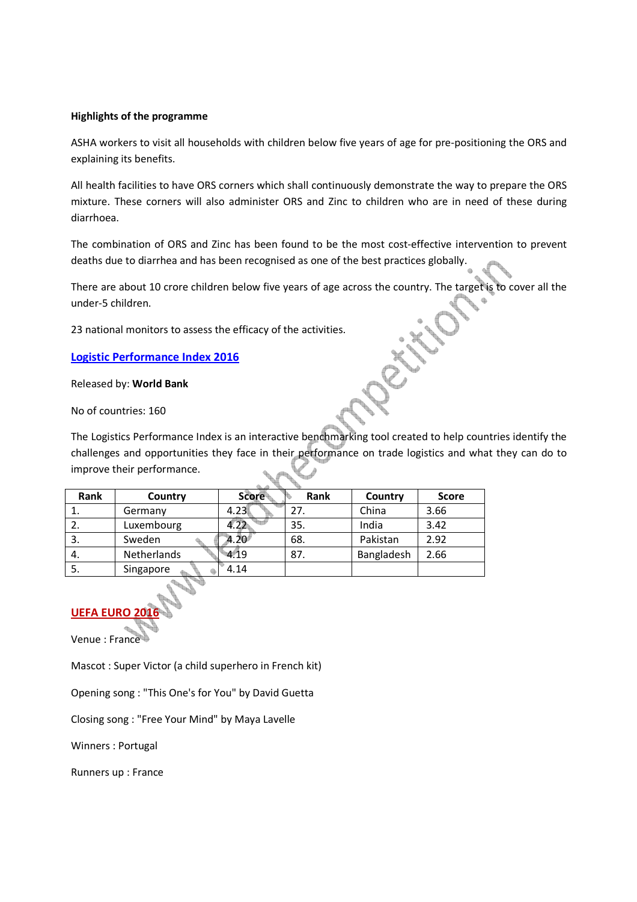**Highlights of the programme**

ASHA workers to visit all households with children below five years of age for pre-positioning the ORS and explaining its benefits.

All health facilities to have ORS corners which shall continuously demonstrate the way to prepare the ORS mixture. These corners will also administer ORS and Zinc to children who are in need of these during diarrhoea.

The combination of ORS and Zinc has been found to be the most cost-effective intervention to prevent deaths due to diarrhea and has been recognised as one of the best practices globally.

There are about 10 crore children below five years of age across the country. The target is to cover all the under-5 children.

23 national monitors to assess the efficacy of the activities.

## Logistic Performance Index 2016

Released by: **World Bank**

No of countries: 160

The Logistics Performance Index is an interactive benchmarking tool created to help countries identify the challenges and opportunities they face in their performance on trade logistics and what they can do to improve their performance.

| Rank | Country | Score | Rank | Country | Score |
|---|---|---|---|---|---|
| 1. | Germany | 4.23 | 27. | China | 3.66 |
| 2. | Luxembourg | 4.22 | 35. | India | 3.42 |
| 3. | Sweden | 4.20 | 68. | Pakistan | 2.92 |
| 4. | Netherlands | 4.19 | 87. | Bangladesh | 2.66 |
| 5. | Singapore | 4.14 | | | |

## UEFA EURO 2016

Venue : France

Mascot : Super Victor (a child superhero in French kit)

Opening song : "This One's for You" by David Guetta

Closing song : "Free Your Mind" by Maya Lavelle

Winners : Portugal

Runners up : France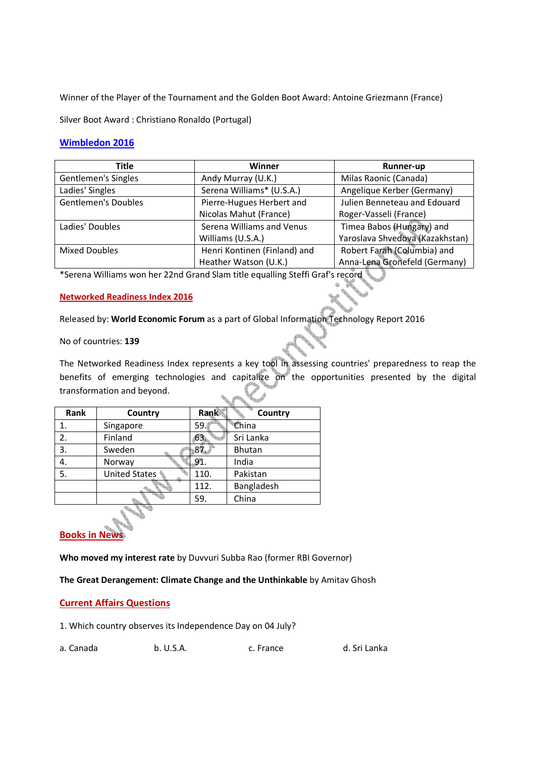Winner of the Player of the Tournament and the Golden Boot Award: Antoine Griezmann (France)

Silver Boot Award : Christiano Ronaldo (Portugal)

## Wimbledon 2016

| Title | Winner | Runner-up |
|---|---|---|
| Gentlemen's Singles | Andy Murray (U.K.) | Milas Raonic (Canada) |
| Ladies' Singles | Serena Williams* (U.S.A.) | Angelique Kerber (Germany) |
| Gentlemen's Doubles | Pierre-Hugues Herbert and Nicolas Mahut (France) | Julien Benneteau and Edouard Roger-Vasseli (France) |
| Ladies' Doubles | Serena Williams and Venus Williams (U.S.A.) | Timea Babos (Hungary) and Yaroslava Shvedova (Kazakhstan) |
| Mixed Doubles | Henri Kontinen (Finland) and Heather Watson (U.K.) | Robert Farah (Columbia) and Anna-Lena Gronefeld (Germany) |

*Serena Williams won her 22nd Grand Slam title equalling Steffi Graf's record

## Networked Readiness Index 2016

Released by: **World Economic Forum** as a part of Global Information Technology Report 2016

No of countries: **139**

The Networked Readiness Index represents a key tool in assessing countries' preparedness to reap the benefits of emerging technologies and capitalize on the opportunities presented by the digital transformation and beyond.

| Rank | Country | Rank | Country |
|---|---|---|---|
| 1. | Singapore | 59. | China |
| 2. | Finland | 63. | Sri Lanka |
| 3. | Sweden | 87. | Bhutan |
| 4. | Norway | 91. | India |
| 5. | United States | 110. | Pakistan |
| | | 112. | Bangladesh |
| | | 59. | China |

## Books in News

**Who moved my interest rate** by Duvvuri Subba Rao (former RBI Governor)

**The Great Derangement: Climate Change and the Unthinkable** by Amitav Ghosh

## Current Affairs Questions

1. Which country observes its Independence Day on 04 July?

a. Canada b. U.S.A. c. France d. Sri Lanka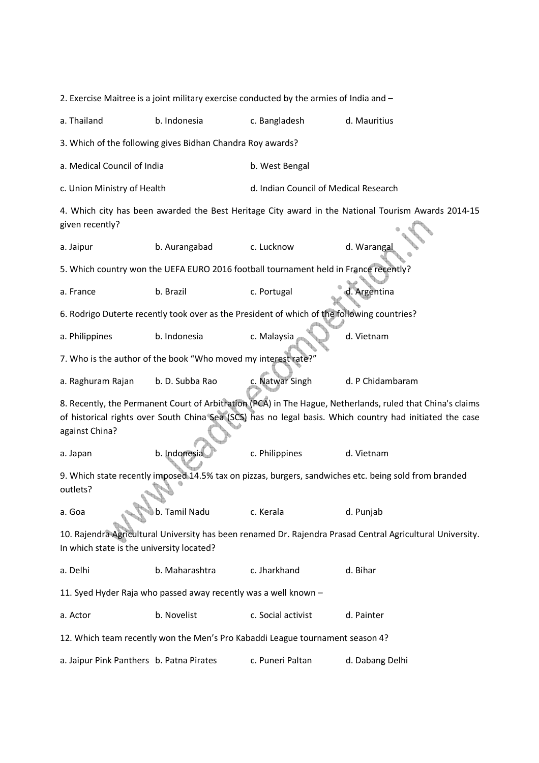2. Exercise Maitree is a joint military exercise conducted by the armies of India and –

a. Thailand b. Indonesia c. Bangladesh d. Mauritius

3. Which of the following gives Bidhan Chandra Roy awards?

a. Medical Council of India b. West Bengal

c. Union Ministry of Health d. Indian Council of Medical Research

4. Which city has been awarded the Best Heritage City award in the National Tourism Awards 2014-15 given recently?

a. Jaipur b. Aurangabad c. Lucknow d. Warangal

5. Which country won the UEFA EURO 2016 football tournament held in France recently?

a. France b. Brazil c. Portugal d. Argentina

6. Rodrigo Duterte recently took over as the President of which of the following countries?

a. Philippines b. Indonesia c. Malaysia d. Vietnam

7. Who is the author of the book “Who moved my interest rate?”

a. Raghuram Rajan b. D. Subba Rao c. Natwar Singh d. P Chidambaram

8. Recently, the Permanent Court of Arbitration (PCA) in The Hague, Netherlands, ruled that China's claims of historical rights over South China Sea (SCS) has no legal basis. Which country had initiated the case against China?

a. Japan b. Indonesia c. Philippines d. Vietnam

9. Which state recently imposed 14.5% tax on pizzas, burgers, sandwiches etc. being sold from branded outlets?

a. Goa b. Tamil Nadu c. Kerala d. Punjab

10. Rajendra Agricultural University has been renamed Dr. Rajendra Prasad Central Agricultural University. In which state is the university located?

a. Delhi b. Maharashtra c. Jharkhand d. Bihar

11. Syed Hyder Raja who passed away recently was a well known –

a. Actor b. Novelist c. Social activist d. Painter

12. Which team recently won the Men’s Pro Kabaddi League tournament season 4?

a. Jaipur Pink Panthers b. Patna Pirates c. Puneri Paltan d. Dabang Delhi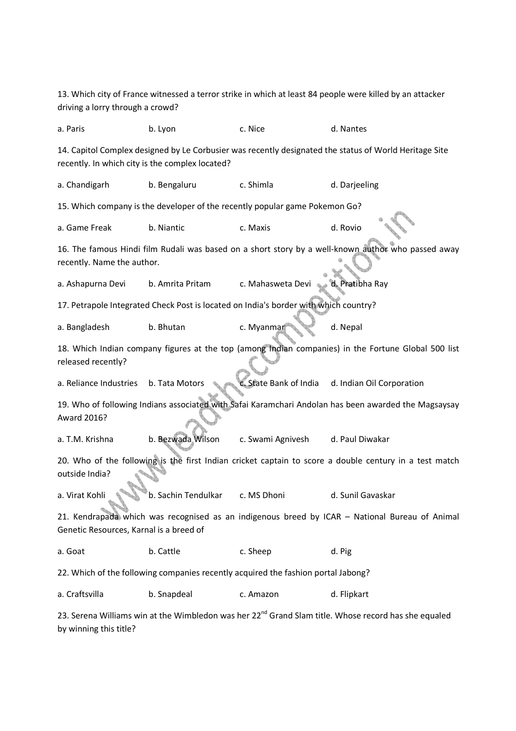13. Which city of France witnessed a terror strike in which at least 84 people were killed by an attacker driving a lorry through a crowd?

a. Paris b. Lyon c. Nice d. Nantes

14. Capitol Complex designed by Le Corbusier was recently designated the status of World Heritage Site recently. In which city is the complex located?

a. Chandigarh b. Bengaluru c. Shimla d. Darjeeling

15. Which company is the developer of the recently popular game Pokemon Go?

a. Game Freak b. Niantic c. Maxis d. Rovio

16. The famous Hindi film Rudali was based on a short story by a well-known author who passed away recently. Name the author.

a. Ashapurna Devi b. Amrita Pritam c. Mahasweta Devi d. Pratibha Ray

17. Petrapole Integrated Check Post is located on India's border with which country?

a. Bangladesh b. Bhutan c. Myanmar d. Nepal

18. Which Indian company figures at the top (among Indian companies) in the Fortune Global 500 list released recently?

a. Reliance Industries b. Tata Motors c. State Bank of India d. Indian Oil Corporation

19. Who of following Indians associated with Safai Karamchari Andolan has been awarded the Magsaysay Award 2016?

a. T.M. Krishna b. Bezwada Wilson c. Swami Agnivesh d. Paul Diwakar

20. Who of the following is the first Indian cricket captain to score a double century in a test match outside India?

a. Virat Kohli b. Sachin Tendulkar c. MS Dhoni d. Sunil Gavaskar

21. Kendrapada which was recognised as an indigenous breed by ICAR – National Bureau of Animal Genetic Resources, Karnal is a breed of

a. Goat b. Cattle c. Sheep d. Pig

22. Which of the following companies recently acquired the fashion portal Jabong?

a. Craftsvilla b. Snapdeal c. Amazon d. Flipkart

23. Serena Williams win at the Wimbledon was her 22nd Grand Slam title. Whose record has she equaled by winning this title?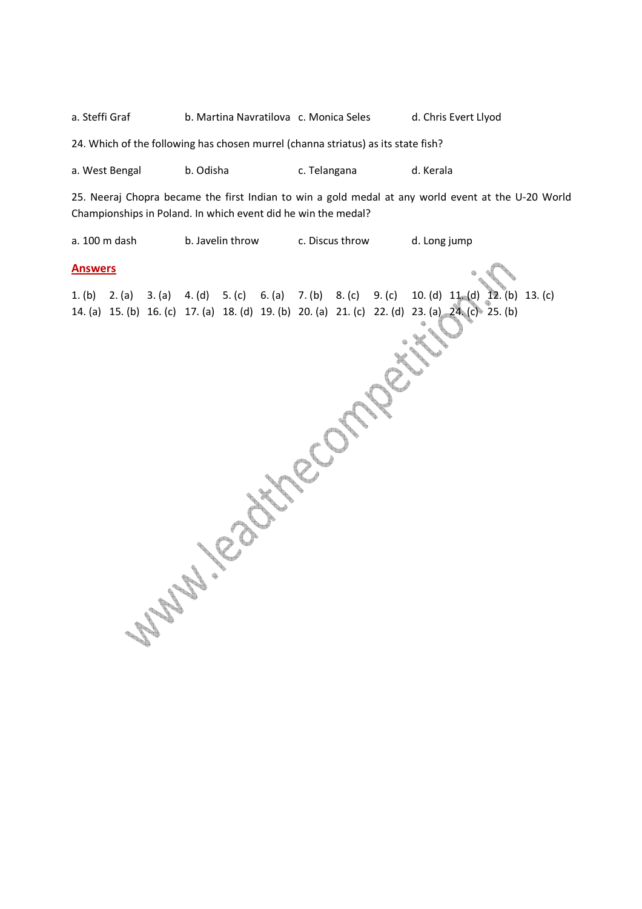a. Steffi Graf  b. Martina Navratilova  c. Monica Seles  d. Chris Evert Llyod

24. Which of the following has chosen murrel (channa striatus) as its state fish?

a. West Bengal  b. Odisha  c. Telangana  d. Kerala

25. Neeraj Chopra became the first Indian to win a gold medal at any world event at the U-20 World Championships in Poland. In which event did he win the medal?

a. 100 m dash  b. Javelin throw  c. Discus throw  d. Long jump

**Answers**

1. (b) 2. (a) 3. (a) 4. (d) 5. (c) 6. (a) 7. (b) 8. (c) 9. (c) 10. (d) 11. (d) 12. (b) 13. (c) 14. (a) 15. (b) 16. (c) 17. (a) 18. (d) 19. (b) 20. (a) 21. (c) 22. (d) 23. (a) 24. (c) 25. (b)